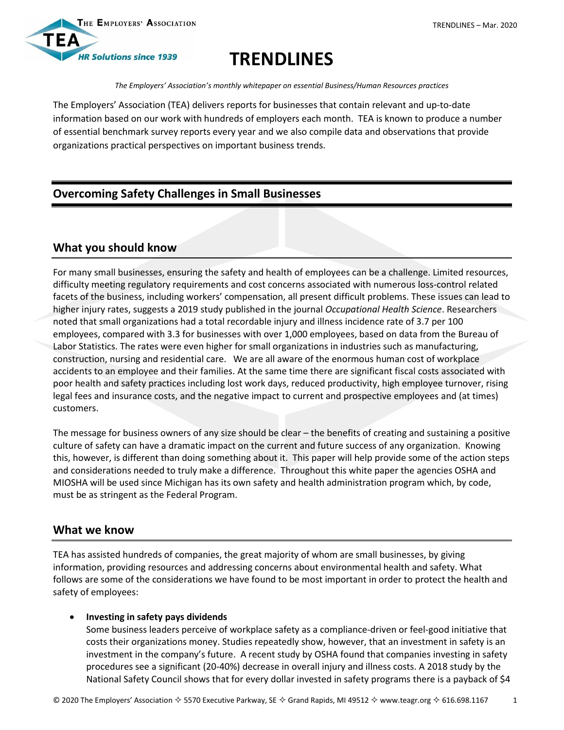# TRENDLINES

*The Employers' Association's monthly whitepaper on essential Business/Human Resources practices*

The Employers' Association (TEA) delivers reports for businesses that contain relevant and up-to-date information based on our work with hundreds of employers each month. TEA is known to produce a number of essential benchmark survey reports every year and we also compile data and observations that provide organizations practical perspectives on important business trends.

## Overcoming Safety Challenges in Small Businesses

### What you should know

For many small businesses, ensuring the safety and health of employees can be a challenge. Limited resources, difficulty meeting regulatory requirements and cost concerns associated with numerous loss-control related facets of the business, including workers' compensation, all present difficult problems. These issues can lead to higher injury rates, suggests a 2019 study published in the journal *Occupational Health Science*. Researchers noted that small organizations had a total recordable injury and illness incidence rate of 3.7 per 100 employees, compared with 3.3 for businesses with over 1,000 employees, based on data from the Bureau of Labor Statistics. The rates were even higher for small organizations in industries such as manufacturing, construction, nursing and residential care. We are all aware of the enormous human cost of workplace accidents to an employee and their families. At the same time there are significant fiscal costs associated with poor health and safety practices including lost work days, reduced productivity, high employee turnover, rising legal fees and insurance costs, and the negative impact to current and prospective employees and (at times) customers.

The message for business owners of any size should be clear – the benefits of creating and sustaining a positive culture of safety can have a dramatic impact on the current and future success of any organization. Knowing this, however, is different than doing something about it. This paper will help provide some of the action steps and considerations needed to truly make a difference. Throughout this white paper the agencies OSHA and MIOSHA will be used since Michigan has its own safety and health administration program which, by code, must be as stringent as the Federal Program.

### What we know

TEA has assisted hundreds of companies, the great majority of whom are small businesses, by giving information, providing resources and addressing concerns about environmental health and safety. What follows are some of the considerations we have found to be most important in order to protect the health and safety of employees:

- **Investing in safety pays dividends**
  Some business leaders perceive of workplace safety as a compliance-driven or feel-good initiative that costs their organizations money. Studies repeatedly show, however, that an investment in safety is an investment in the company's future. A recent study by OSHA found that companies investing in safety procedures see a significant (20-40%) decrease in overall injury and illness costs. A 2018 study by the National Safety Council shows that for every dollar invested in safety programs there is a payback of $4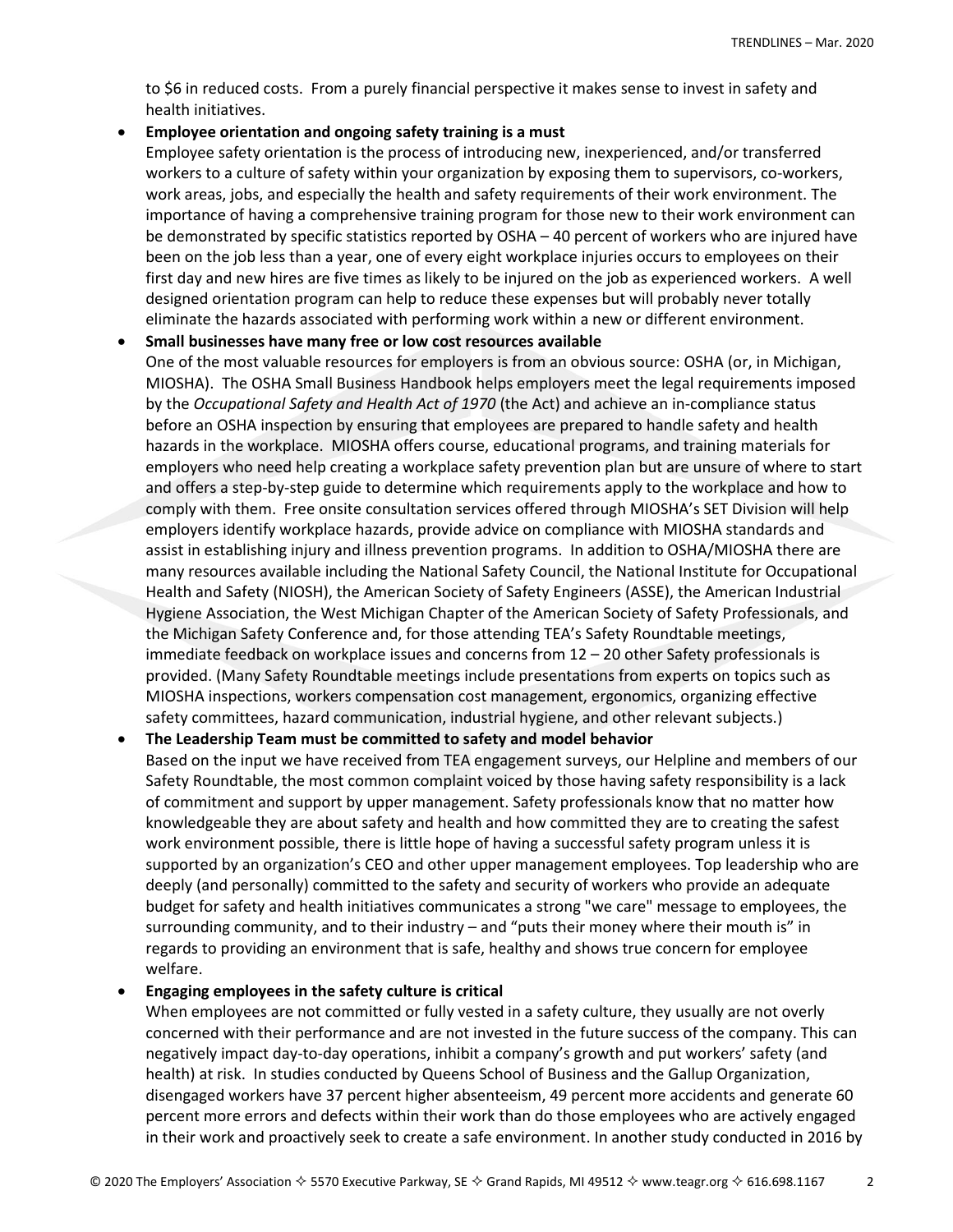to $6 in reduced costs. From a purely financial perspective it makes sense to invest in safety and health initiatives.

- **Employee orientation and ongoing safety training is a must**
  Employee safety orientation is the process of introducing new, inexperienced, and/or transferred workers to a culture of safety within your organization by exposing them to supervisors, co-workers, work areas, jobs, and especially the health and safety requirements of their work environment. The importance of having a comprehensive training program for those new to their work environment can be demonstrated by specific statistics reported by OSHA – 40 percent of workers who are injured have been on the job less than a year, one of every eight workplace injuries occurs to employees on their first day and new hires are five times as likely to be injured on the job as experienced workers. A well designed orientation program can help to reduce these expenses but will probably never totally eliminate the hazards associated with performing work within a new or different environment.

- **Small businesses have many free or low cost resources available**
  One of the most valuable resources for employers is from an obvious source: OSHA (or, in Michigan, MIOSHA). The OSHA Small Business Handbook helps employers meet the legal requirements imposed by the *Occupational Safety and Health Act of 1970* (the Act) and achieve an in-compliance status before an OSHA inspection by ensuring that employees are prepared to handle safety and health hazards in the workplace. MIOSHA offers course, educational programs, and training materials for employers who need help creating a workplace safety prevention plan but are unsure of where to start and offers a step-by-step guide to determine which requirements apply to the workplace and how to comply with them. Free onsite consultation services offered through MIOSHA's SET Division will help employers identify workplace hazards, provide advice on compliance with MIOSHA standards and assist in establishing injury and illness prevention programs. In addition to OSHA/MIOSHA there are many resources available including the National Safety Council, the National Institute for Occupational Health and Safety (NIOSH), the American Society of Safety Engineers (ASSE), the American Industrial Hygiene Association, the West Michigan Chapter of the American Society of Safety Professionals, and the Michigan Safety Conference and, for those attending TEA's Safety Roundtable meetings, immediate feedback on workplace issues and concerns from 12 – 20 other Safety professionals is provided. (Many Safety Roundtable meetings include presentations from experts on topics such as MIOSHA inspections, workers compensation cost management, ergonomics, organizing effective safety committees, hazard communication, industrial hygiene, and other relevant subjects.)

- **The Leadership Team must be committed to safety and model behavior**
  Based on the input we have received from TEA engagement surveys, our Helpline and members of our Safety Roundtable, the most common complaint voiced by those having safety responsibility is a lack of commitment and support by upper management. Safety professionals know that no matter how knowledgeable they are about safety and health and how committed they are to creating the safest work environment possible, there is little hope of having a successful safety program unless it is supported by an organization's CEO and other upper management employees. Top leadership who are deeply (and personally) committed to the safety and security of workers who provide an adequate budget for safety and health initiatives communicates a strong "we care" message to employees, the surrounding community, and to their industry – and "puts their money where their mouth is" in regards to providing an environment that is safe, healthy and shows true concern for employee welfare.

- **Engaging employees in the safety culture is critical**
  When employees are not committed or fully vested in a safety culture, they usually are not overly concerned with their performance and are not invested in the future success of the company. This can negatively impact day-to-day operations, inhibit a company's growth and put workers' safety (and health) at risk. In studies conducted by Queens School of Business and the Gallup Organization, disengaged workers have 37 percent higher absenteeism, 49 percent more accidents and generate 60 percent more errors and defects within their work than do those employees who are actively engaged in their work and proactively seek to create a safe environment. In another study conducted in 2016 by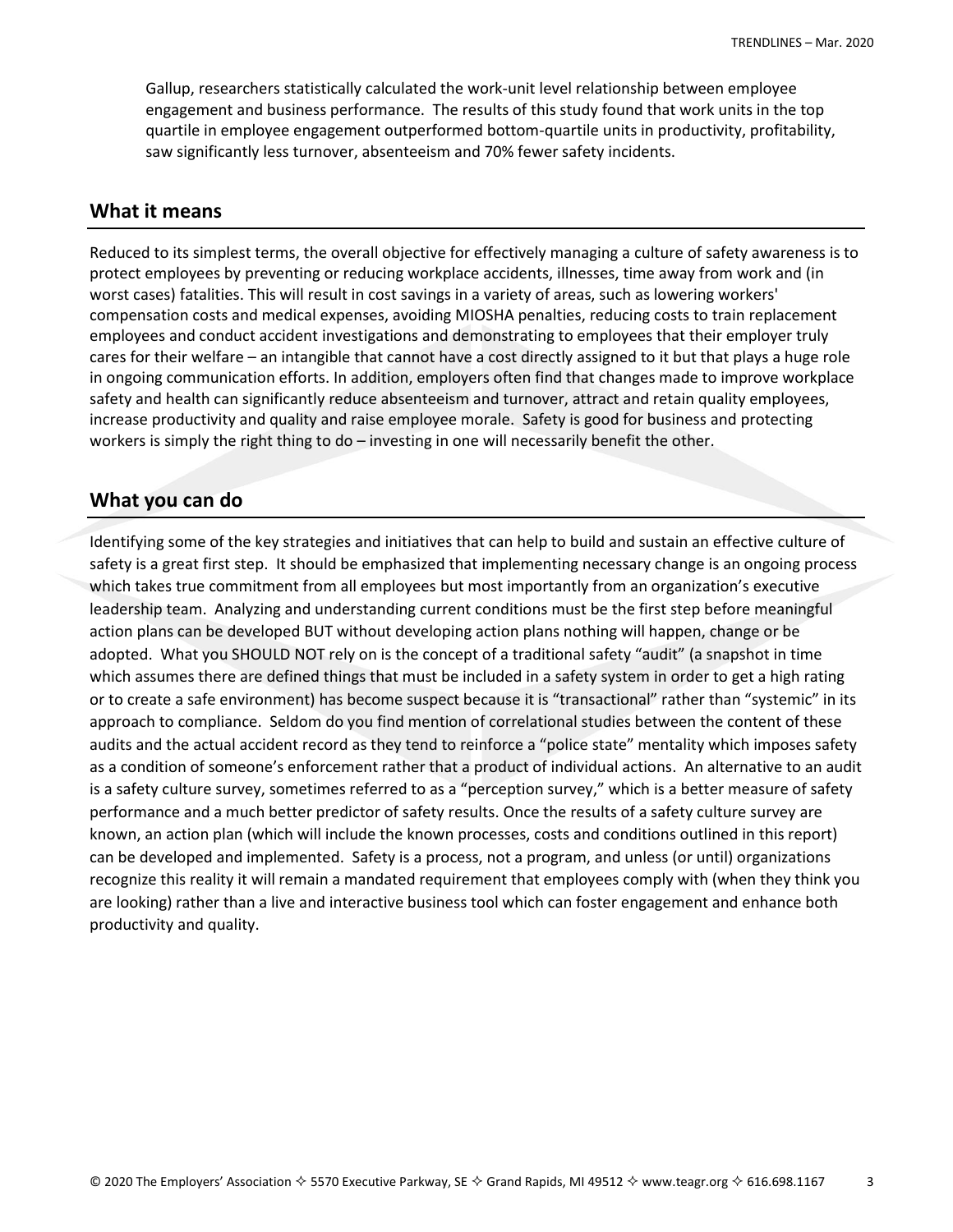Gallup, researchers statistically calculated the work-unit level relationship between employee engagement and business performance. The results of this study found that work units in the top quartile in employee engagement outperformed bottom-quartile units in productivity, profitability, saw significantly less turnover, absenteeism and 70% fewer safety incidents.

## What it means

Reduced to its simplest terms, the overall objective for effectively managing a culture of safety awareness is to protect employees by preventing or reducing workplace accidents, illnesses, time away from work and (in worst cases) fatalities. This will result in cost savings in a variety of areas, such as lowering workers' compensation costs and medical expenses, avoiding MIOSHA penalties, reducing costs to train replacement employees and conduct accident investigations and demonstrating to employees that their employer truly cares for their welfare – an intangible that cannot have a cost directly assigned to it but that plays a huge role in ongoing communication efforts. In addition, employers often find that changes made to improve workplace safety and health can significantly reduce absenteeism and turnover, attract and retain quality employees, increase productivity and quality and raise employee morale. Safety is good for business and protecting workers is simply the right thing to do – investing in one will necessarily benefit the other.

## What you can do

Identifying some of the key strategies and initiatives that can help to build and sustain an effective culture of safety is a great first step. It should be emphasized that implementing necessary change is an ongoing process which takes true commitment from all employees but most importantly from an organization's executive leadership team. Analyzing and understanding current conditions must be the first step before meaningful action plans can be developed BUT without developing action plans nothing will happen, change or be adopted. What you SHOULD NOT rely on is the concept of a traditional safety "audit" (a snapshot in time which assumes there are defined things that must be included in a safety system in order to get a high rating or to create a safe environment) has become suspect because it is "transactional" rather than "systemic" in its approach to compliance. Seldom do you find mention of correlational studies between the content of these audits and the actual accident record as they tend to reinforce a "police state" mentality which imposes safety as a condition of someone's enforcement rather that a product of individual actions. An alternative to an audit is a safety culture survey, sometimes referred to as a "perception survey," which is a better measure of safety performance and a much better predictor of safety results. Once the results of a safety culture survey are known, an action plan (which will include the known processes, costs and conditions outlined in this report) can be developed and implemented. Safety is a process, not a program, and unless (or until) organizations recognize this reality it will remain a mandated requirement that employees comply with (when they think you are looking) rather than a live and interactive business tool which can foster engagement and enhance both productivity and quality.